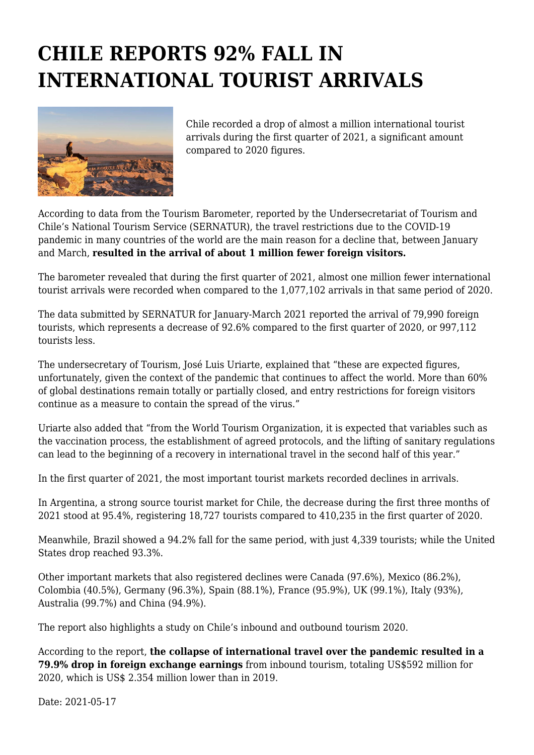# CHILE REPORTS 92% FALL IN INTERNATIONAL TOURIST ARRIVALS

Chile recorded a drop of almost a million international tourist arrivals during the first quarter of 2021, a significant amount compared to 2020 figures.

According to data from the Tourism Barometer, reported by the Undersecretariat of Tourism and Chile's National Tourism Service (SERNATUR), the travel restrictions due to the COVID-19 pandemic in many countries of the world are the main reason for a decline that, between January and March, **resulted in the arrival of about 1 million fewer foreign visitors.**

The barometer revealed that during the first quarter of 2021, almost one million fewer international tourist arrivals were recorded when compared to the 1,077,102 arrivals in that same period of 2020.

The data submitted by SERNATUR for January-March 2021 reported the arrival of 79,990 foreign tourists, which represents a decrease of 92.6% compared to the first quarter of 2020, or 997,112 tourists less.

The undersecretary of Tourism, José Luis Uriarte, explained that "these are expected figures, unfortunately, given the context of the pandemic that continues to affect the world. More than 60% of global destinations remain totally or partially closed, and entry restrictions for foreign visitors continue as a measure to contain the spread of the virus."

Uriarte also added that "from the World Tourism Organization, it is expected that variables such as the vaccination process, the establishment of agreed protocols, and the lifting of sanitary regulations can lead to the beginning of a recovery in international travel in the second half of this year."

In the first quarter of 2021, the most important tourist markets recorded declines in arrivals.

In Argentina, a strong source tourist market for Chile, the decrease during the first three months of 2021 stood at 95.4%, registering 18,727 tourists compared to 410,235 in the first quarter of 2020.

Meanwhile, Brazil showed a 94.2% fall for the same period, with just 4,339 tourists; while the United States drop reached 93.3%.

Other important markets that also registered declines were Canada (97.6%), Mexico (86.2%), Colombia (40.5%), Germany (96.3%), Spain (88.1%), France (95.9%), UK (99.1%), Italy (93%), Australia (99.7%) and China (94.9%).

The report also highlights a study on Chile's inbound and outbound tourism 2020.

According to the report, **the collapse of international travel over the pandemic resulted in a 79.9% drop in foreign exchange earnings** from inbound tourism, totaling US$592 million for 2020, which is US$ 2.354 million lower than in 2019.

Date: 2021-05-17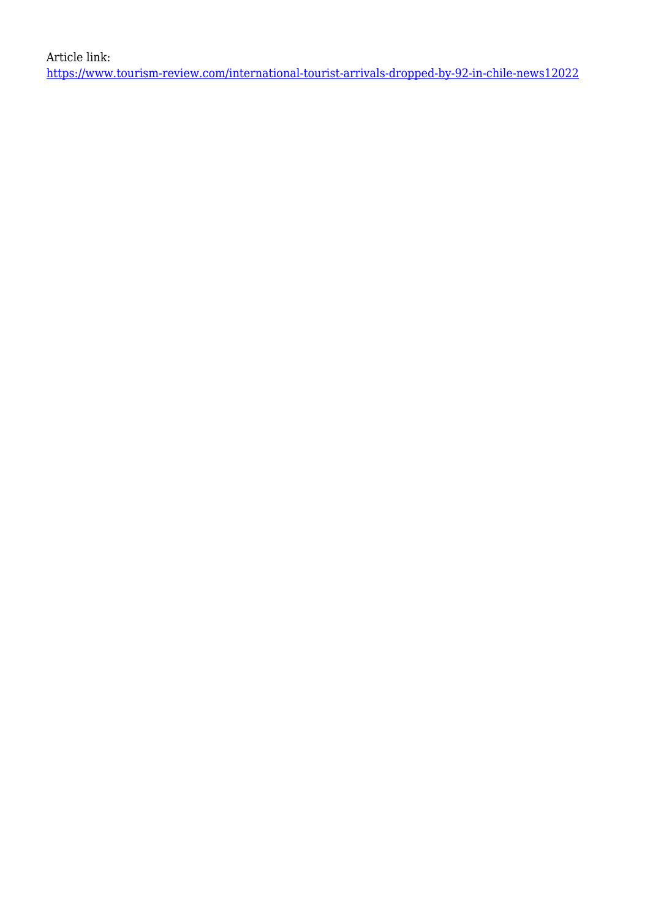Article link:
https://www.tourism-review.com/international-tourist-arrivals-dropped-by-92-in-chile-news12022